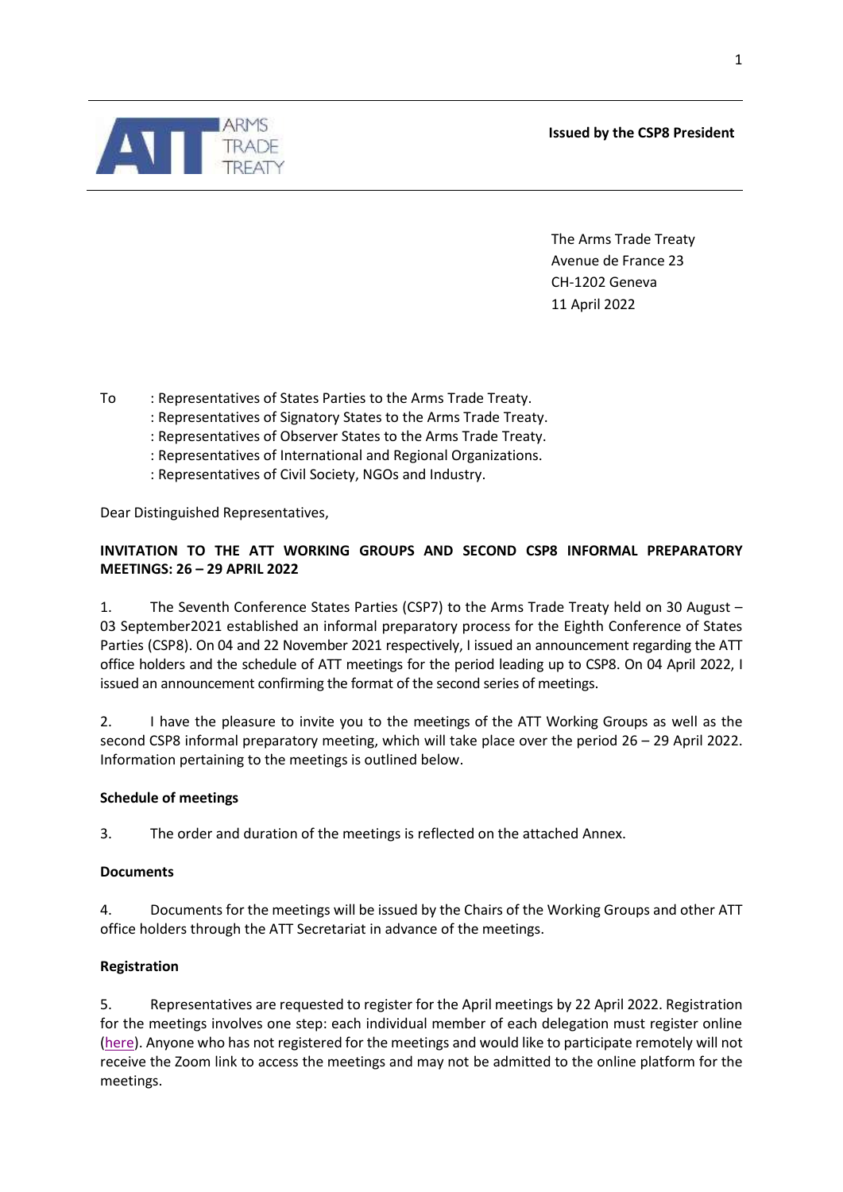**Issued by the CSP8 President**

The Arms Trade Treaty
Avenue de France 23
CH-1202 Geneva
11 April 2022

To : Representatives of States Parties to the Arms Trade Treaty.
: Representatives of Signatory States to the Arms Trade Treaty.
: Representatives of Observer States to the Arms Trade Treaty.
: Representatives of International and Regional Organizations.
: Representatives of Civil Society, NGOs and Industry.

Dear Distinguished Representatives,

**INVITATION TO THE ATT WORKING GROUPS AND SECOND CSP8 INFORMAL PREPARATORY MEETINGS: 26 – 29 APRIL 2022**

1. The Seventh Conference States Parties (CSP7) to the Arms Trade Treaty held on 30 August – 03 September2021 established an informal preparatory process for the Eighth Conference of States Parties (CSP8). On 04 and 22 November 2021 respectively, I issued an announcement regarding the ATT office holders and the schedule of ATT meetings for the period leading up to CSP8. On 04 April 2022, I issued an announcement confirming the format of the second series of meetings.

2. I have the pleasure to invite you to the meetings of the ATT Working Groups as well as the second CSP8 informal preparatory meeting, which will take place over the period 26 – 29 April 2022. Information pertaining to the meetings is outlined below.

**Schedule of meetings**

3. The order and duration of the meetings is reflected on the attached Annex.

**Documents**

4. Documents for the meetings will be issued by the Chairs of the Working Groups and other ATT office holders through the ATT Secretariat in advance of the meetings.

**Registration**

5. Representatives are requested to register for the April meetings by 22 April 2022. Registration for the meetings involves one step: each individual member of each delegation must register online (here). Anyone who has not registered for the meetings and would like to participate remotely will not receive the Zoom link to access the meetings and may not be admitted to the online platform for the meetings.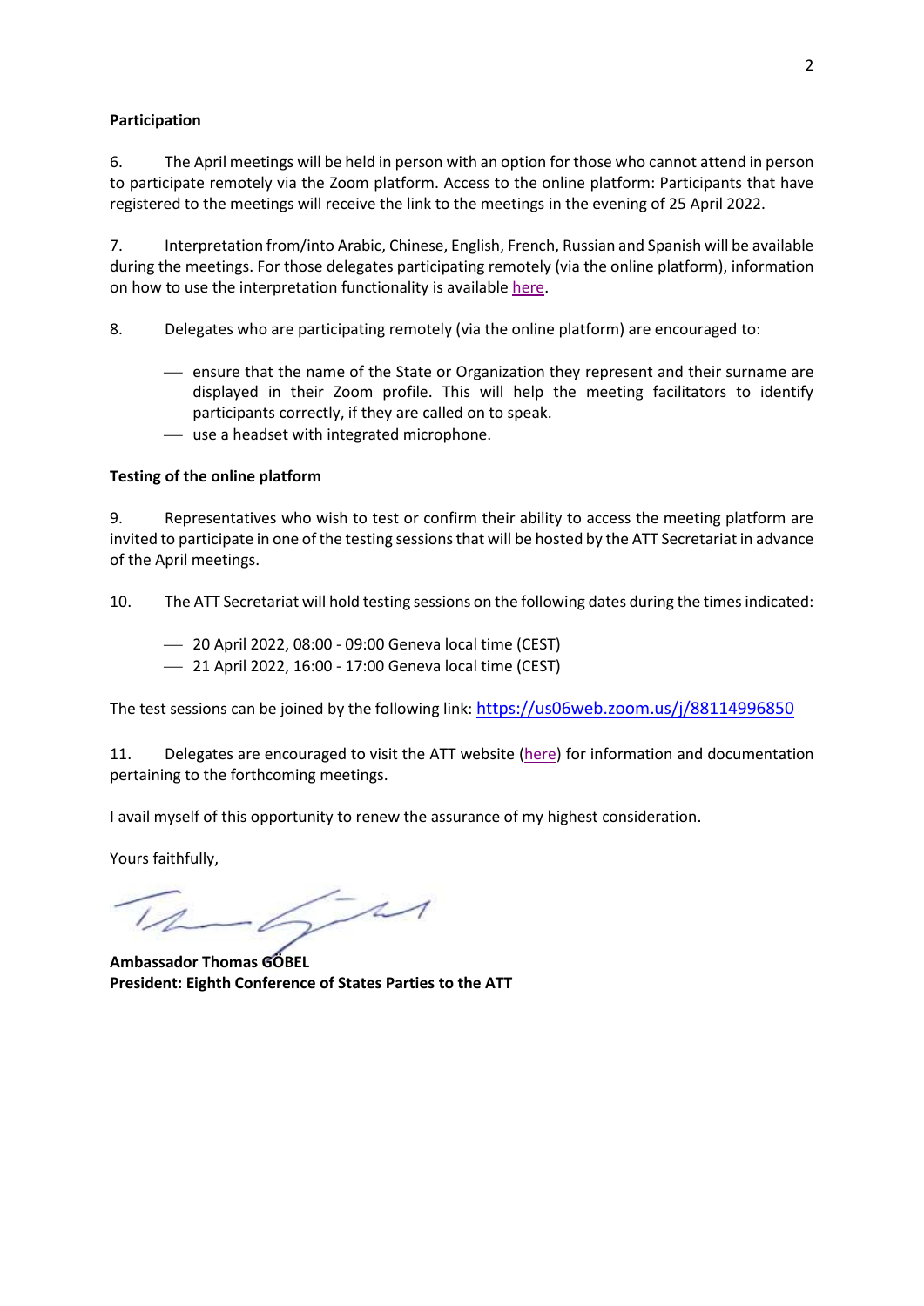**Participation**

6. The April meetings will be held in person with an option for those who cannot attend in person to participate remotely via the Zoom platform. Access to the online platform: Participants that have registered to the meetings will receive the link to the meetings in the evening of 25 April 2022.

7. Interpretation from/into Arabic, Chinese, English, French, Russian and Spanish will be available during the meetings. For those delegates participating remotely (via the online platform), information on how to use the interpretation functionality is available here.

8. Delegates who are participating remotely (via the online platform) are encouraged to:

- ensure that the name of the State or Organization they represent and their surname are displayed in their Zoom profile. This will help the meeting facilitators to identify participants correctly, if they are called on to speak.
- use a headset with integrated microphone.

**Testing of the online platform**

9. Representatives who wish to test or confirm their ability to access the meeting platform are invited to participate in one of the testing sessions that will be hosted by the ATT Secretariat in advance of the April meetings.

10. The ATT Secretariat will hold testing sessions on the following dates during the times indicated:

- 20 April 2022, 08:00 - 09:00 Geneva local time (CEST)
- 21 April 2022, 16:00 - 17:00 Geneva local time (CEST)

The test sessions can be joined by the following link: https://us06web.zoom.us/j/88114996850

11. Delegates are encouraged to visit the ATT website (here) for information and documentation pertaining to the forthcoming meetings.

I avail myself of this opportunity to renew the assurance of my highest consideration.

Yours faithfully,

**Ambassador Thomas GÖBEL**
**President: Eighth Conference of States Parties to the ATT**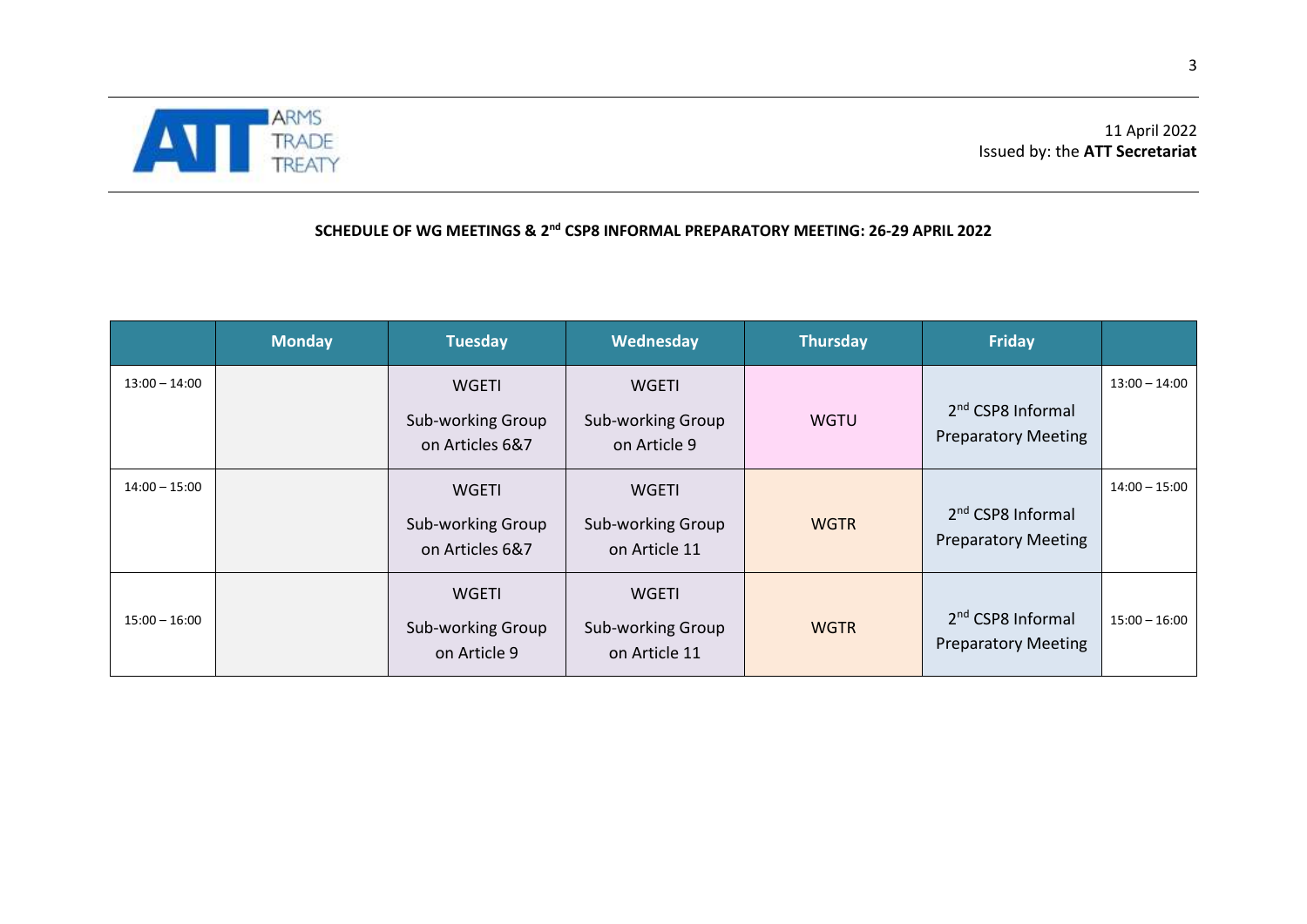ARMS TRADE TREATY

11 April 2022
Issued by: the **ATT Secretariat**

**SCHEDULE OF WG MEETINGS & 2nd CSP8 INFORMAL PREPARATORY MEETING: 26-29 APRIL 2022**

| | Monday | Tuesday | Wednesday | Thursday | Friday | |
|---|---|---|---|---|---|---|
| 13:00 – 14:00 | | WGETI Sub-working Group on Articles 6&7 | WGETI Sub-working Group on Article 9 | WGTU | 2nd CSP8 Informal Preparatory Meeting | 13:00 – 14:00 |
| 14:00 – 15:00 | | WGETI Sub-working Group on Articles 6&7 | WGETI Sub-working Group on Article 11 | WGTR | 2nd CSP8 Informal Preparatory Meeting | 14:00 – 15:00 |
| 15:00 – 16:00 | | WGETI Sub-working Group on Article 9 | WGETI Sub-working Group on Article 11 | WGTR | 2nd CSP8 Informal Preparatory Meeting | 15:00 – 16:00 |